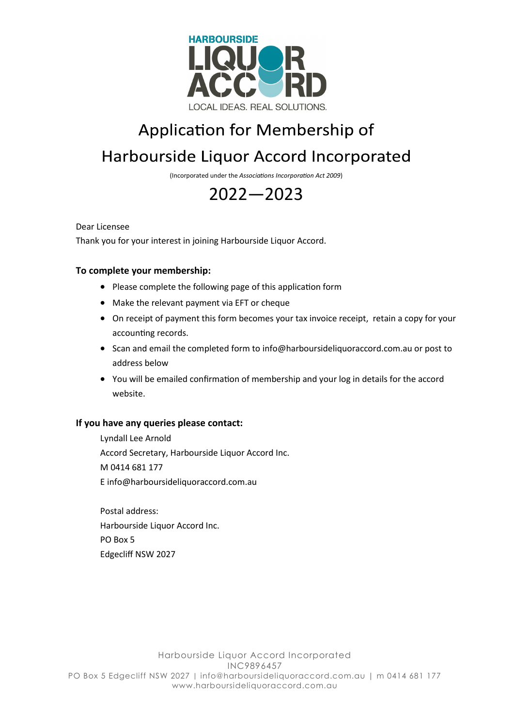HARBOURSIDE LIQUOR ACCORD

LOCAL IDEAS. REAL SOLUTIONS.

# Application for Membership of Harbourside Liquor Accord Incorporated

(Incorporated under the *Associations Incorporation Act 2009*)

# 2022—2023

Dear Licensee

Thank you for your interest in joining Harbourside Liquor Accord.

**To complete your membership:**

- Please complete the following page of this application form
- Make the relevant payment via EFT or cheque
- On receipt of payment this form becomes your tax invoice receipt, retain a copy for your accounting records.
- Scan and email the completed form to info@harboursideliquoraccord.com.au or post to address below
- You will be emailed confirmation of membership and your log in details for the accord website.

**If you have any queries please contact:**

Lyndall Lee Arnold
Accord Secretary, Harbourside Liquor Accord Inc.
M 0414 681 177
E info@harboursideliquoraccord.com.au

Postal address:
Harbourside Liquor Accord Inc.
PO Box 5
Edgecliff NSW 2027

Harbourside Liquor Accord Incorporated
INC9896457
PO Box 5 Edgecliff NSW 2027 | info@harboursideliquoraccord.com.au | m 0414 681 177
www.harboursideliquoraccord.com.au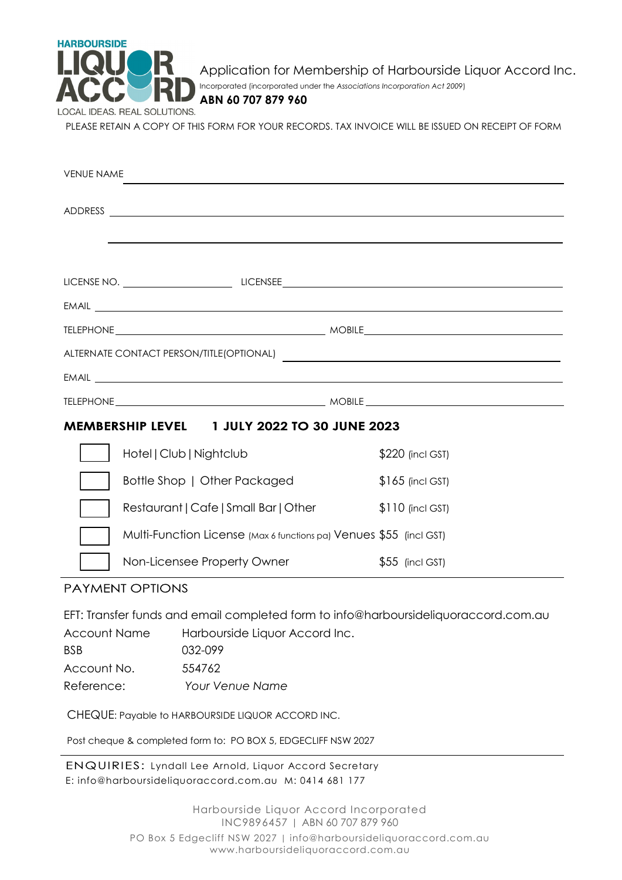HARBOURSIDE LIQUOR ACCORD

LOCAL IDEAS. REAL SOLUTIONS.

# Application for Membership of Harbourside Liquor Accord Inc.

Incorporated (incorporated under the *Associations Incorporation Act 2009*)

**ABN 60 707 879 960**

PLEASE RETAIN A COPY OF THIS FORM FOR YOUR RECORDS. TAX INVOICE WILL BE ISSUED ON RECEIPT OF FORM

VENUE NAME ______________________________

ADDRESS ______________________________

______________________________

LICENSE NO. ____________ LICENSEE ______________________________

EMAIL ______________________________

TELEPHONE ____________ MOBILE ____________

ALTERNATE CONTACT PERSON/TITLE(OPTIONAL) ______________________________

EMAIL ______________________________

TELEPHONE ____________ MOBILE ____________

## MEMBERSHIP LEVEL 1 JULY 2022 TO 30 JUNE 2023

| | | |
|---|---|---|
| ☐ | Hotel \| Club \| Nightclub | $220 (incl GST) |
| ☐ | Bottle Shop \| Other Packaged | $165 (incl GST) |
| ☐ | Restaurant \| Cafe \| Small Bar \| Other | $110 (incl GST) |
| ☐ | Multi-Function License (Max 6 functions pa) Venues | $55 (incl GST) |
| ☐ | Non-Licensee Property Owner | $55 (incl GST) |

## PAYMENT OPTIONS

EFT: Transfer funds and email completed form to info@harboursideliquoraccord.com.au

| | |
|---|---|
| Account Name | Harbourside Liquor Accord Inc. |
| BSB | 032-099 |
| Account No. | 554762 |
| Reference: | *Your Venue Name* |

CHEQUE: Payable to HARBOURSIDE LIQUOR ACCORD INC.

Post cheque & completed form to: PO BOX 5, EDGECLIFF NSW 2027

ENQUIRIES: Lyndall Lee Arnold, Liquor Accord Secretary
E: info@harboursideliquoraccord.com.au M: 0414 681 177

Harbourside Liquor Accord Incorporated
INC9896457 | ABN 60 707 879 960
PO Box 5 Edgecliff NSW 2027 | info@harboursideliquoraccord.com.au
www.harboursideliquoraccord.com.au